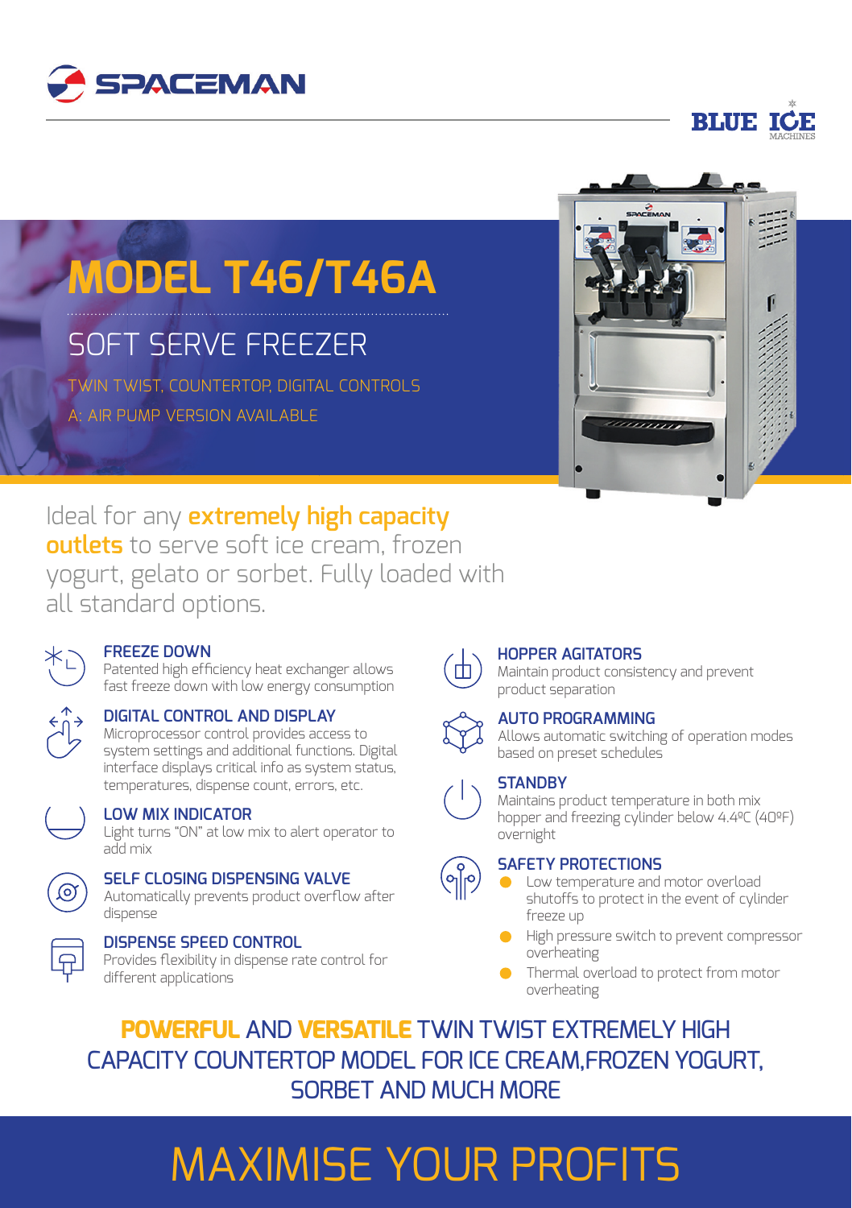SPACEMAN

BLUE ICE MACHINES

# MODEL T46/T46A

## SOFT SERVE FREEZER

TWIN TWIST, COUNTERTOP, DIGITAL CONTROLS

A: AIR PUMP VERSION AVAILABLE

Ideal for any **extremely high capacity outlets** to serve soft ice cream, frozen yogurt, gelato or sorbet. Fully loaded with all standard options.

### FREEZE DOWN

Patented high efficiency heat exchanger allows fast freeze down with low energy consumption

### DIGITAL CONTROL AND DISPLAY

Microprocessor control provides access to system settings and additional functions. Digital interface displays critical info as system status, temperatures, dispense count, errors, etc.

### LOW MIX INDICATOR

Light turns "ON" at low mix to alert operator to add mix

### SELF CLOSING DISPENSING VALVE

Automatically prevents product overflow after dispense

### DISPENSE SPEED CONTROL

Provides flexibility in dispense rate control for different applications

### HOPPER AGITATORS

Maintain product consistency and prevent product separation

### AUTO PROGRAMMING

Allows automatic switching of operation modes based on preset schedules

### STANDBY

Maintains product temperature in both mix hopper and freezing cylinder below 4.4ºC (40ºF) overnight

### SAFETY PROTECTIONS

- Low temperature and motor overload shutoffs to protect in the event of cylinder freeze up
- High pressure switch to prevent compressor overheating
- Thermal overload to protect from motor overheating

**POWERFUL** AND **VERSATILE** TWIN TWIST EXTREMELY HIGH CAPACITY COUNTERTOP MODEL FOR ICE CREAM,FROZEN YOGURT, SORBET AND MUCH MORE

# MAXIMISE YOUR PROFITS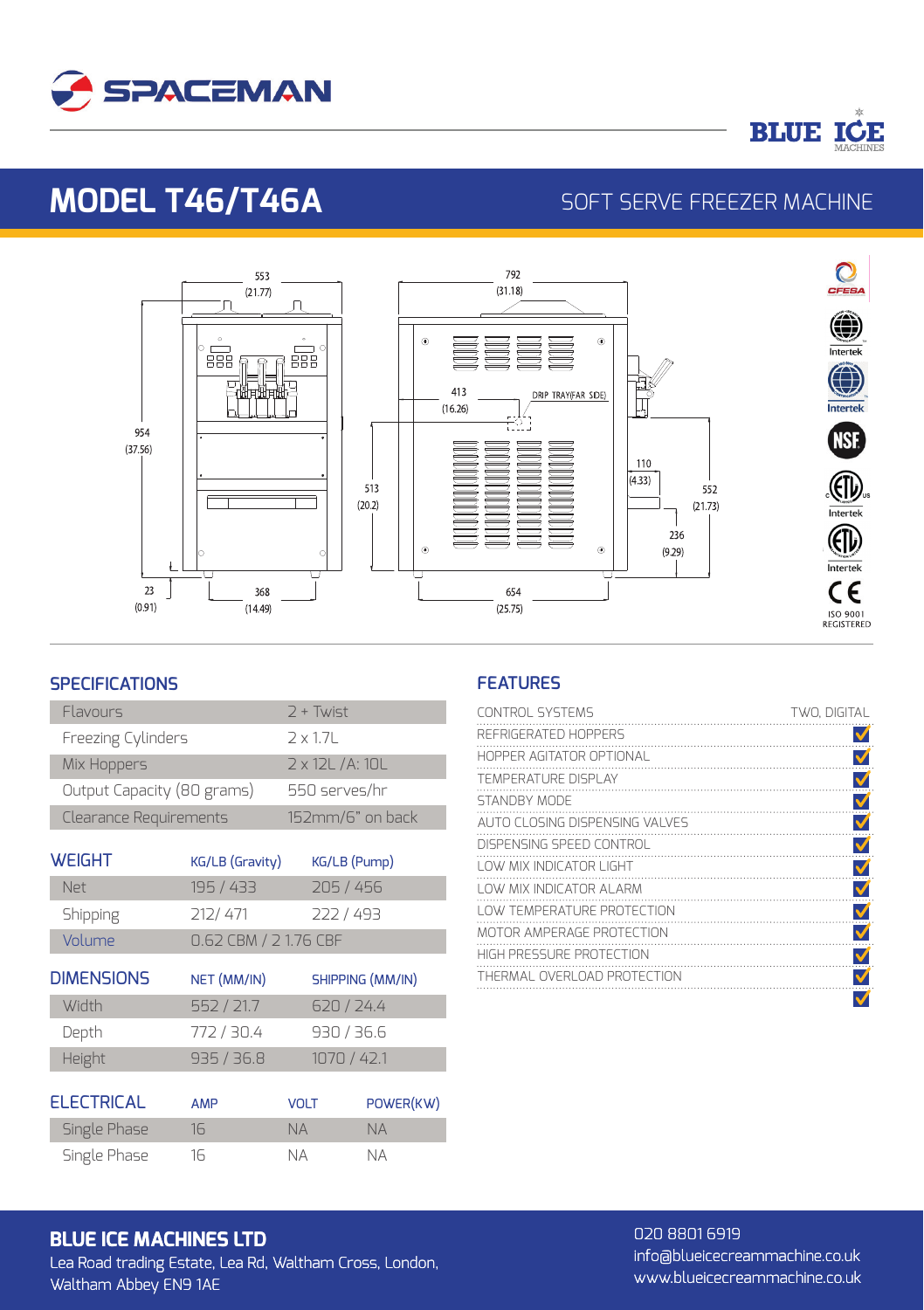SPACEMAN

BLUE ICE MACHINES

# MODEL T46/T46A

SOFT SERVE FREEZER MACHINE

553
(21.77)

792
(31.18)

954
(37.56)

413
(16.26)

DRIP TRAY(FAR SIDE)

110
(4.33)

513
(20.2)

552
(21.73)

236
(9.29)

23
(0.91)

368
(14.49)

654
(25.75)

CFESA

Intertek

Intertek

NSF

Intertek

Intertek

CE

ISO 9001 REGISTERED

## SPECIFICATIONS

| | |
|---|---|
| Flavours | 2 + Twist |
| Freezing Cylinders | 2 x 1.7L |
| Mix Hoppers | 2 x 12L /A: 10L |
| Output Capacity (80 grams) | 550 serves/hr |
| Clearance Requirements | 152mm/6" on back |

| WEIGHT | KG/LB (Gravity) | KG/LB (Pump) |
|---|---|---|
| Net | 195 / 433 | 205 / 456 |
| Shipping | 212/ 471 | 222 / 493 |
| Volume | 0.62 CBM / 2 1.76 CBF | |

| DIMENSIONS | NET (MM/IN) | SHIPPING (MM/IN) |
|---|---|---|
| Width | 552 / 21.7 | 620 / 24.4 |
| Depth | 772 / 30.4 | 930 / 36.6 |
| Height | 935 / 36.8 | 1070 / 42.1 |

| ELECTRICAL | AMP | VOLT | POWER(KW) |
|---|---|---|---|
| Single Phase | 16 | NA | NA |
| Single Phase | 16 | NA | NA |

## FEATURES

| | |
|---|---|
| CONTROL SYSTEMS | TWO, DIGITAL |
| REFRIGERATED HOPPERS | ✓ |
| HOPPER AGITATOR OPTIONAL | ✓ |
| TEMPERATURE DISPLAY | ✓ |
| STANDBY MODE | ✓ |
| AUTO CLOSING DISPENSING VALVES | ✓ |
| DISPENSING SPEED CONTROL | ✓ |
| LOW MIX INDICATOR LIGHT | ✓ |
| LOW MIX INDICATOR ALARM | ✓ |
| LOW TEMPERATURE PROTECTION | ✓ |
| MOTOR AMPERAGE PROTECTION | ✓ |
| HIGH PRESSURE PROTECTION | ✓ |
| THERMAL OVERLOAD PROTECTION | ✓ |

**BLUE ICE MACHINES LTD**
Lea Road trading Estate, Lea Rd, Waltham Cross, London,
Waltham Abbey EN9 1AE

020 8801 6919
info@blueicecreammachine.co.uk
www.blueicecreammachine.co.uk